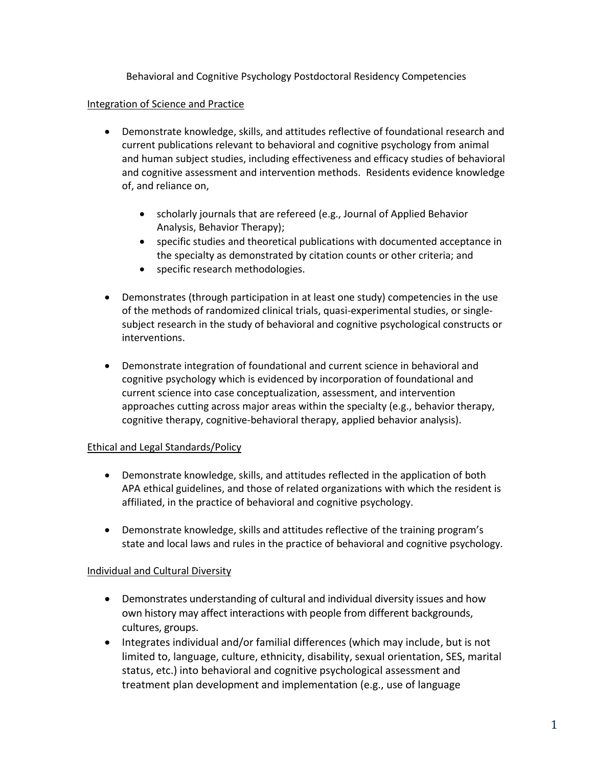# Behavioral and Cognitive Psychology Postdoctoral Residency Competencies

## Integration of Science and Practice

- Demonstrate knowledge, skills, and attitudes reflective of foundational research and current publications relevant to behavioral and cognitive psychology from animal and human subject studies, including effectiveness and efficacy studies of behavioral and cognitive assessment and intervention methods. Residents evidence knowledge of, and reliance on,
  - scholarly journals that are refereed (e.g., Journal of Applied Behavior Analysis, Behavior Therapy);
  - specific studies and theoretical publications with documented acceptance in the specialty as demonstrated by citation counts or other criteria; and
  - specific research methodologies.

- Demonstrates (through participation in at least one study) competencies in the use of the methods of randomized clinical trials, quasi-experimental studies, or single-subject research in the study of behavioral and cognitive psychological constructs or interventions.

- Demonstrate integration of foundational and current science in behavioral and cognitive psychology which is evidenced by incorporation of foundational and current science into case conceptualization, assessment, and intervention approaches cutting across major areas within the specialty (e.g., behavior therapy, cognitive therapy, cognitive-behavioral therapy, applied behavior analysis).

## Ethical and Legal Standards/Policy

- Demonstrate knowledge, skills, and attitudes reflected in the application of both APA ethical guidelines, and those of related organizations with which the resident is affiliated, in the practice of behavioral and cognitive psychology.

- Demonstrate knowledge, skills and attitudes reflective of the training program's state and local laws and rules in the practice of behavioral and cognitive psychology.

## Individual and Cultural Diversity

- Demonstrates understanding of cultural and individual diversity issues and how own history may affect interactions with people from different backgrounds, cultures, groups.
- Integrates individual and/or familial differences (which may include, but is not limited to, language, culture, ethnicity, disability, sexual orientation, SES, marital status, etc.) into behavioral and cognitive psychological assessment and treatment plan development and implementation (e.g., use of language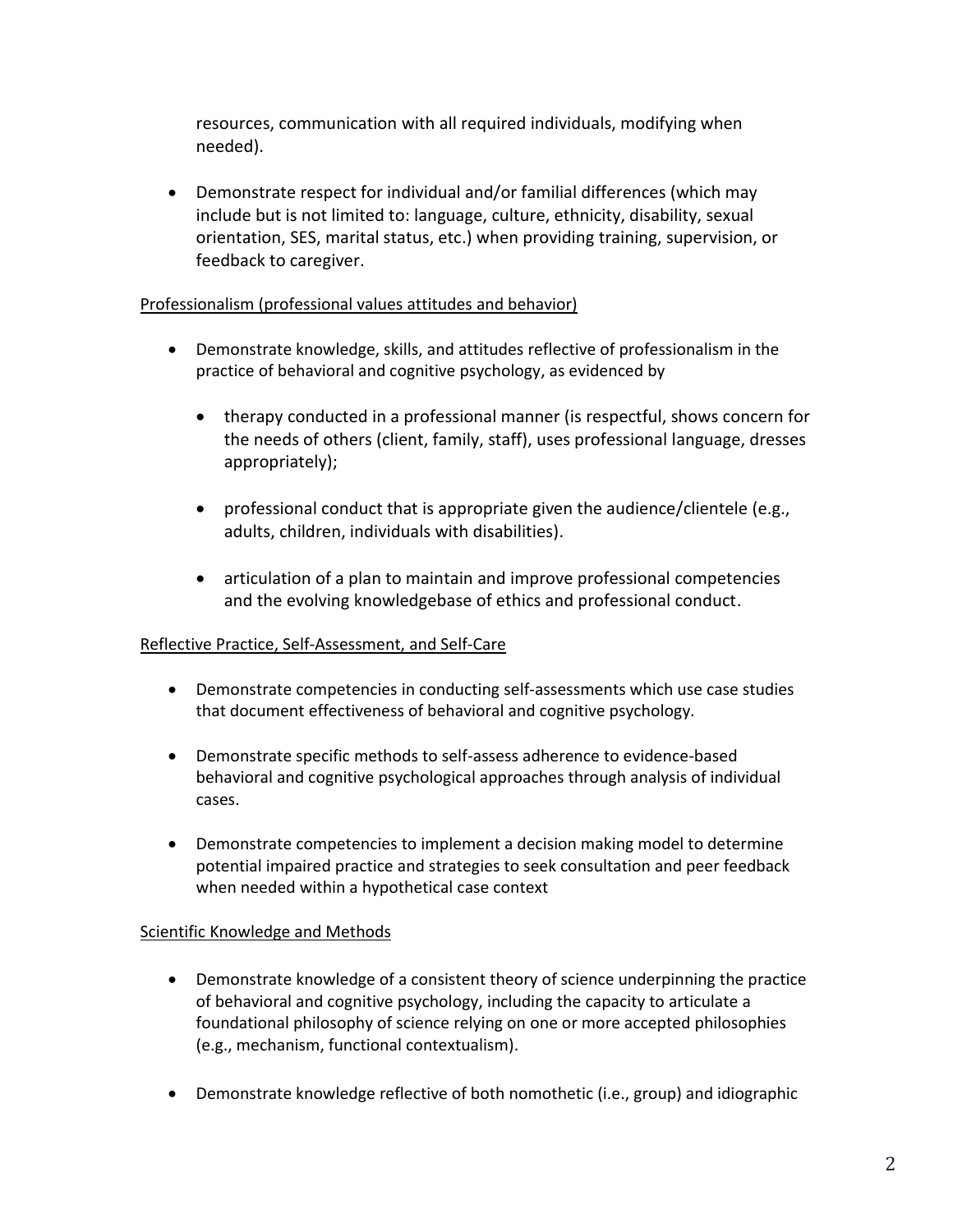resources, communication with all required individuals, modifying when needed).

- Demonstrate respect for individual and/or familial differences (which may include but is not limited to: language, culture, ethnicity, disability, sexual orientation, SES, marital status, etc.) when providing training, supervision, or feedback to caregiver.

<u>Professionalism (professional values attitudes and behavior)</u>

- Demonstrate knowledge, skills, and attitudes reflective of professionalism in the practice of behavioral and cognitive psychology, as evidenced by
    - therapy conducted in a professional manner (is respectful, shows concern for the needs of others (client, family, staff), uses professional language, dresses appropriately);
    - professional conduct that is appropriate given the audience/clientele (e.g., adults, children, individuals with disabilities).
    - articulation of a plan to maintain and improve professional competencies and the evolving knowledgebase of ethics and professional conduct.

<u>Reflective Practice, Self-Assessment, and Self-Care</u>

- Demonstrate competencies in conducting self-assessments which use case studies that document effectiveness of behavioral and cognitive psychology.
- Demonstrate specific methods to self-assess adherence to evidence-based behavioral and cognitive psychological approaches through analysis of individual cases.
- Demonstrate competencies to implement a decision making model to determine potential impaired practice and strategies to seek consultation and peer feedback when needed within a hypothetical case context

<u>Scientific Knowledge and Methods</u>

- Demonstrate knowledge of a consistent theory of science underpinning the practice of behavioral and cognitive psychology, including the capacity to articulate a foundational philosophy of science relying on one or more accepted philosophies (e.g., mechanism, functional contextualism).
- Demonstrate knowledge reflective of both nomothetic (i.e., group) and idiographic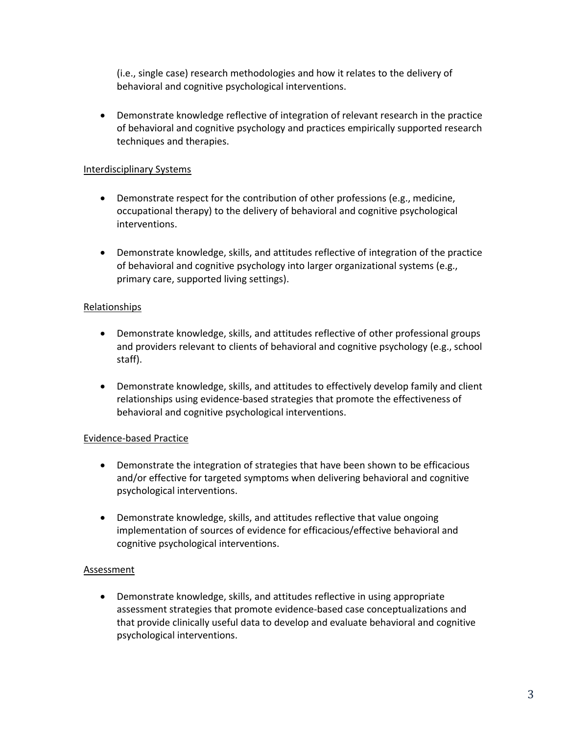(i.e., single case) research methodologies and how it relates to the delivery of behavioral and cognitive psychological interventions.

- Demonstrate knowledge reflective of integration of relevant research in the practice of behavioral and cognitive psychology and practices empirically supported research techniques and therapies.

<u>Interdisciplinary Systems</u>

- Demonstrate respect for the contribution of other professions (e.g., medicine, occupational therapy) to the delivery of behavioral and cognitive psychological interventions.

- Demonstrate knowledge, skills, and attitudes reflective of integration of the practice of behavioral and cognitive psychology into larger organizational systems (e.g., primary care, supported living settings).

<u>Relationships</u>

- Demonstrate knowledge, skills, and attitudes reflective of other professional groups and providers relevant to clients of behavioral and cognitive psychology (e.g., school staff).

- Demonstrate knowledge, skills, and attitudes to effectively develop family and client relationships using evidence-based strategies that promote the effectiveness of behavioral and cognitive psychological interventions.

<u>Evidence-based Practice</u>

- Demonstrate the integration of strategies that have been shown to be efficacious and/or effective for targeted symptoms when delivering behavioral and cognitive psychological interventions.

- Demonstrate knowledge, skills, and attitudes reflective that value ongoing implementation of sources of evidence for efficacious/effective behavioral and cognitive psychological interventions.

<u>Assessment</u>

- Demonstrate knowledge, skills, and attitudes reflective in using appropriate assessment strategies that promote evidence-based case conceptualizations and that provide clinically useful data to develop and evaluate behavioral and cognitive psychological interventions.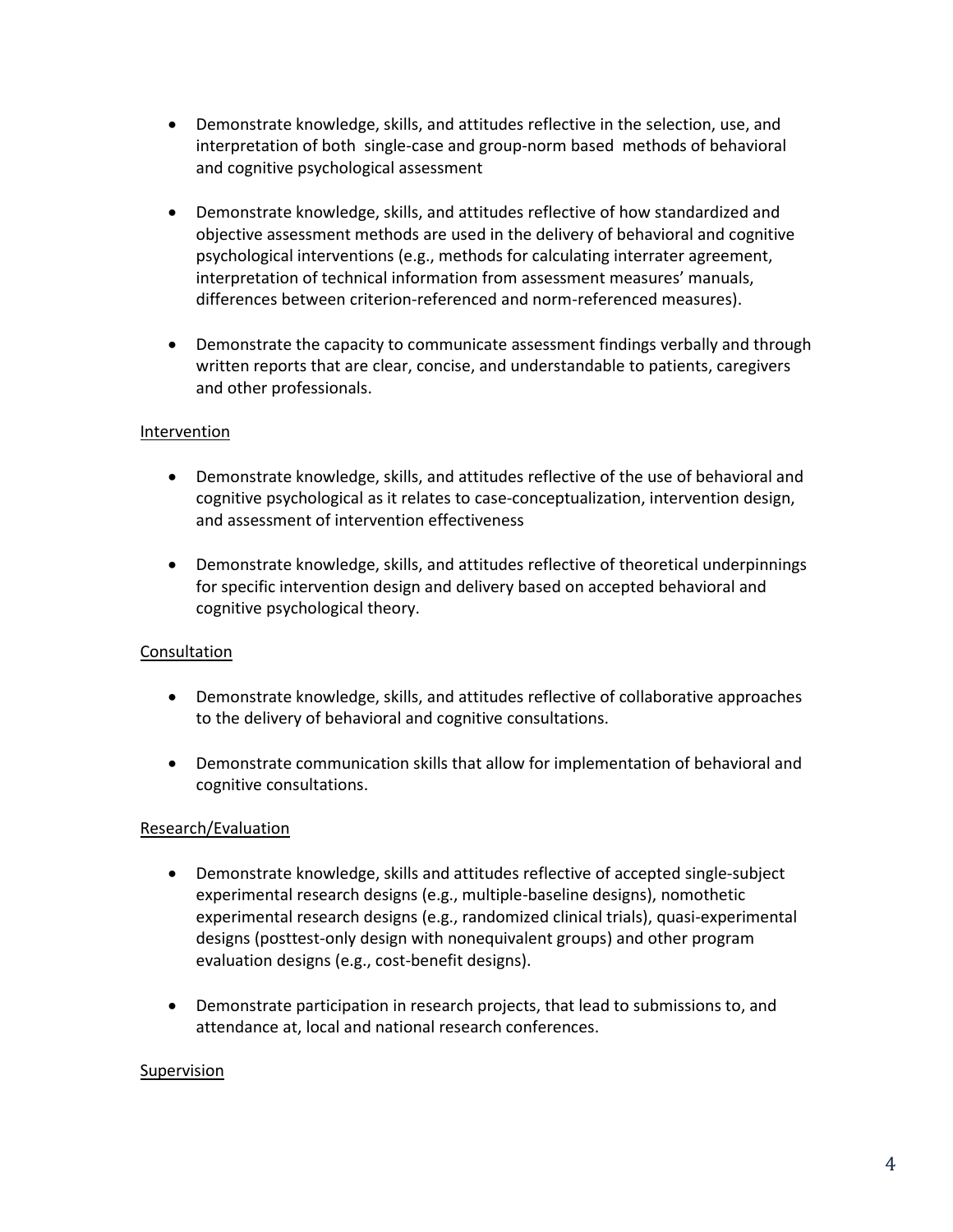- Demonstrate knowledge, skills, and attitudes reflective in the selection, use, and interpretation of both single-case and group-norm based methods of behavioral and cognitive psychological assessment

- Demonstrate knowledge, skills, and attitudes reflective of how standardized and objective assessment methods are used in the delivery of behavioral and cognitive psychological interventions (e.g., methods for calculating interrater agreement, interpretation of technical information from assessment measures' manuals, differences between criterion-referenced and norm-referenced measures).

- Demonstrate the capacity to communicate assessment findings verbally and through written reports that are clear, concise, and understandable to patients, caregivers and other professionals.

<u>Intervention</u>

- Demonstrate knowledge, skills, and attitudes reflective of the use of behavioral and cognitive psychological as it relates to case-conceptualization, intervention design, and assessment of intervention effectiveness

- Demonstrate knowledge, skills, and attitudes reflective of theoretical underpinnings for specific intervention design and delivery based on accepted behavioral and cognitive psychological theory.

<u>Consultation</u>

- Demonstrate knowledge, skills, and attitudes reflective of collaborative approaches to the delivery of behavioral and cognitive consultations.

- Demonstrate communication skills that allow for implementation of behavioral and cognitive consultations.

<u>Research/Evaluation</u>

- Demonstrate knowledge, skills and attitudes reflective of accepted single-subject experimental research designs (e.g., multiple-baseline designs), nomothetic experimental research designs (e.g., randomized clinical trials), quasi-experimental designs (posttest-only design with nonequivalent groups) and other program evaluation designs (e.g., cost-benefit designs).

- Demonstrate participation in research projects, that lead to submissions to, and attendance at, local and national research conferences.

<u>Supervision</u>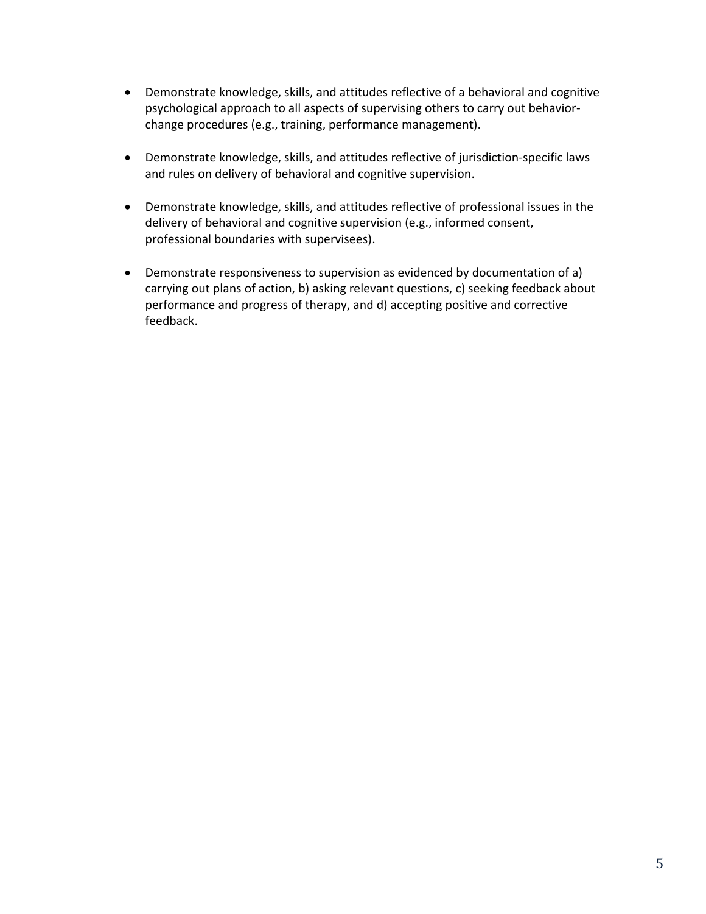- Demonstrate knowledge, skills, and attitudes reflective of a behavioral and cognitive psychological approach to all aspects of supervising others to carry out behavior-change procedures (e.g., training, performance management).

- Demonstrate knowledge, skills, and attitudes reflective of jurisdiction-specific laws and rules on delivery of behavioral and cognitive supervision.

- Demonstrate knowledge, skills, and attitudes reflective of professional issues in the delivery of behavioral and cognitive supervision (e.g., informed consent, professional boundaries with supervisees).

- Demonstrate responsiveness to supervision as evidenced by documentation of a) carrying out plans of action, b) asking relevant questions, c) seeking feedback about performance and progress of therapy, and d) accepting positive and corrective feedback.